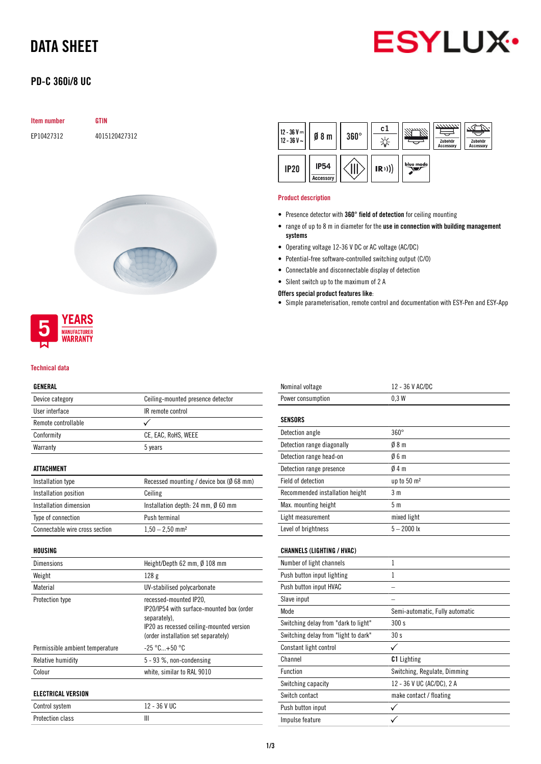# DATA SHEET

## PD-C 360i/8 UC

| Item number | GTIN |
|---|---|
| EP10427312 | 4015120427312 |

12 - 36 V ⎓ / 12 - 36 V ~ | Ø 8 m | 360° | c1 | IP20 | IP54 Accessory | IR | blue mode | Zubehör Accessory | Zubehör Accessory

### Product description

- Presence detector with **360° field of detection** for ceiling mounting
- range of up to 8 m in diameter for the **use in connection with building management systems**
- Operating voltage 12-36 V DC or AC voltage (AC/DC)
- Potential-free software-controlled switching output (C/O)
- Connectable and disconnectable display of detection
- Silent switch up to the maximum of 2 A

**Offers special product features like**:

- Simple parameterisation, remote control and documentation with ESY-Pen and ESY-App

5 YEARS MANUFACTURER WARRANTY

### Technical data

| GENERAL | |
|---|---|
| Device category | Ceiling-mounted presence detector |
| User interface | IR remote control |
| Remote controllable | ✓ |
| Conformity | CE, EAC, RoHS, WEEE |
| Warranty | 5 years |

| ATTACHMENT | |
|---|---|
| Installation type | Recessed mounting / device box (Ø 68 mm) |
| Installation position | Ceiling |
| Installation dimension | Installation depth: 24 mm, Ø 60 mm |
| Type of connection | Push terminal |
| Connectable wire cross section | 1,50 – 2,50 mm² |

| HOUSING | |
|---|---|
| Dimensions | Height/Depth 62 mm, Ø 108 mm |
| Weight | 128 g |
| Material | UV-stabilised polycarbonate |
| Protection type | recessed-mounted IP20, IP20/IP54 with surface-mounted box (order separately), IP20 as recessed ceiling-mounted version (order installation set separately) |
| Permissible ambient temperature | -25 °C...+50 °C |
| Relative humidity | 5 - 93 %, non-condensing |
| Colour | white, similar to RAL 9010 |

| ELECTRICAL VERSION | |
|---|---|
| Control system | 12 - 36 V UC |
| Protection class | III |
| Nominal voltage | 12 - 36 V AC/DC |
| Power consumption | 0,3 W |

| SENSORS | |
|---|---|
| Detection angle | 360° |
| Detection range diagonally | Ø 8 m |
| Detection range head-on | Ø 6 m |
| Detection range presence | Ø 4 m |
| Field of detection | up to 50 m² |
| Recommended installation height | 3 m |
| Max. mounting height | 5 m |
| Light measurement | mixed light |
| Level of brightness | 5 – 2000 lx |

| CHANNELS (LIGHTING / HVAC) | |
|---|---|
| Number of light channels | 1 |
| Push button input lighting | 1 |
| Push button input HVAC | – |
| Slave input | – |
| Mode | Semi-automatic, Fully automatic |
| Switching delay from "dark to light" | 300 s |
| Switching delay from "light to dark" | 30 s |
| Constant light control | ✓ |
| Channel | **C1** Lighting |
| Function | Switching, Regulate, Dimming |
| Switching capacity | 12 - 36 V UC (AC/DC), 2 A |
| Switch contact | make contact / floating |
| Push button input | ✓ |
| Impulse feature | ✓ |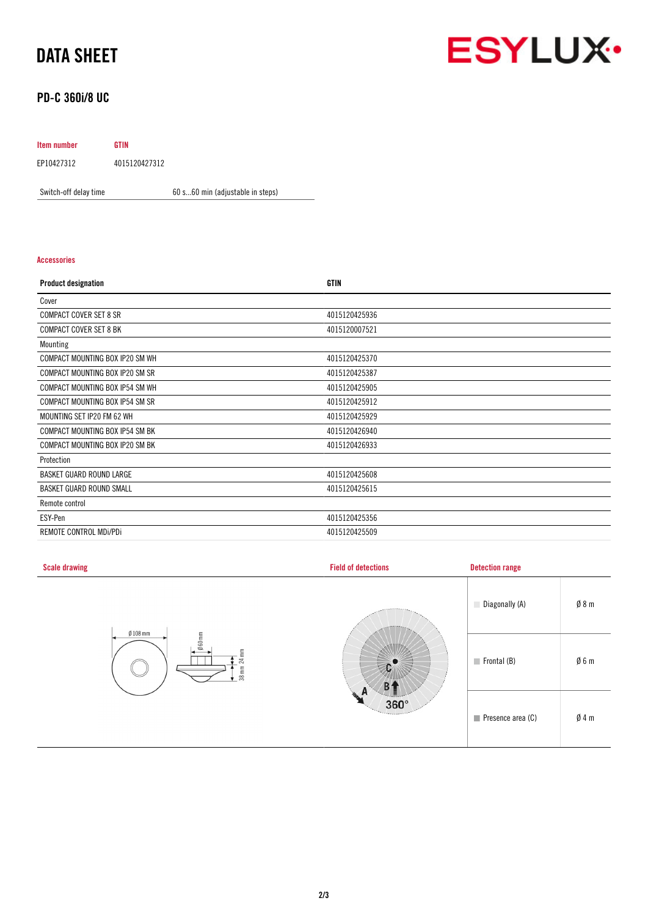# DATA SHEET

## PD-C 360i/8 UC

| Item number | GTIN |
|---|---|
| EP10427312 | 4015120427312 |

| | |
|---|---|
| Switch-off delay time | 60 s...60 min (adjustable in steps) |

### Accessories

| Product designation | GTIN |
|---|---|
| Cover | |
| COMPACT COVER SET 8 SR | 4015120425936 |
| COMPACT COVER SET 8 BK | 4015120007521 |
| Mounting | |
| COMPACT MOUNTING BOX IP20 SM WH | 4015120425370 |
| COMPACT MOUNTING BOX IP20 SM SR | 4015120425387 |
| COMPACT MOUNTING BOX IP54 SM WH | 4015120425905 |
| COMPACT MOUNTING BOX IP54 SM SR | 4015120425912 |
| MOUNTING SET IP20 FM 62 WH | 4015120425929 |
| COMPACT MOUNTING BOX IP54 SM BK | 4015120426940 |
| COMPACT MOUNTING BOX IP20 SM BK | 4015120426933 |
| Protection | |
| BASKET GUARD ROUND LARGE | 4015120425608 |
| BASKET GUARD ROUND SMALL | 4015120425615 |
| Remote control | |
| ESY-Pen | 4015120425356 |
| REMOTE CONTROL MDi/PDi | 4015120425509 |

### Scale drawing

Ø 108 mm, Ø 60 mm, 38 mm, 24 mm

### Field of detections

A, B, C, 360°

### Detection range

| | |
|---|---|
| Diagonally (A) | Ø 8 m |
| Frontal (B) | Ø 6 m |
| Presence area (C) | Ø 4 m |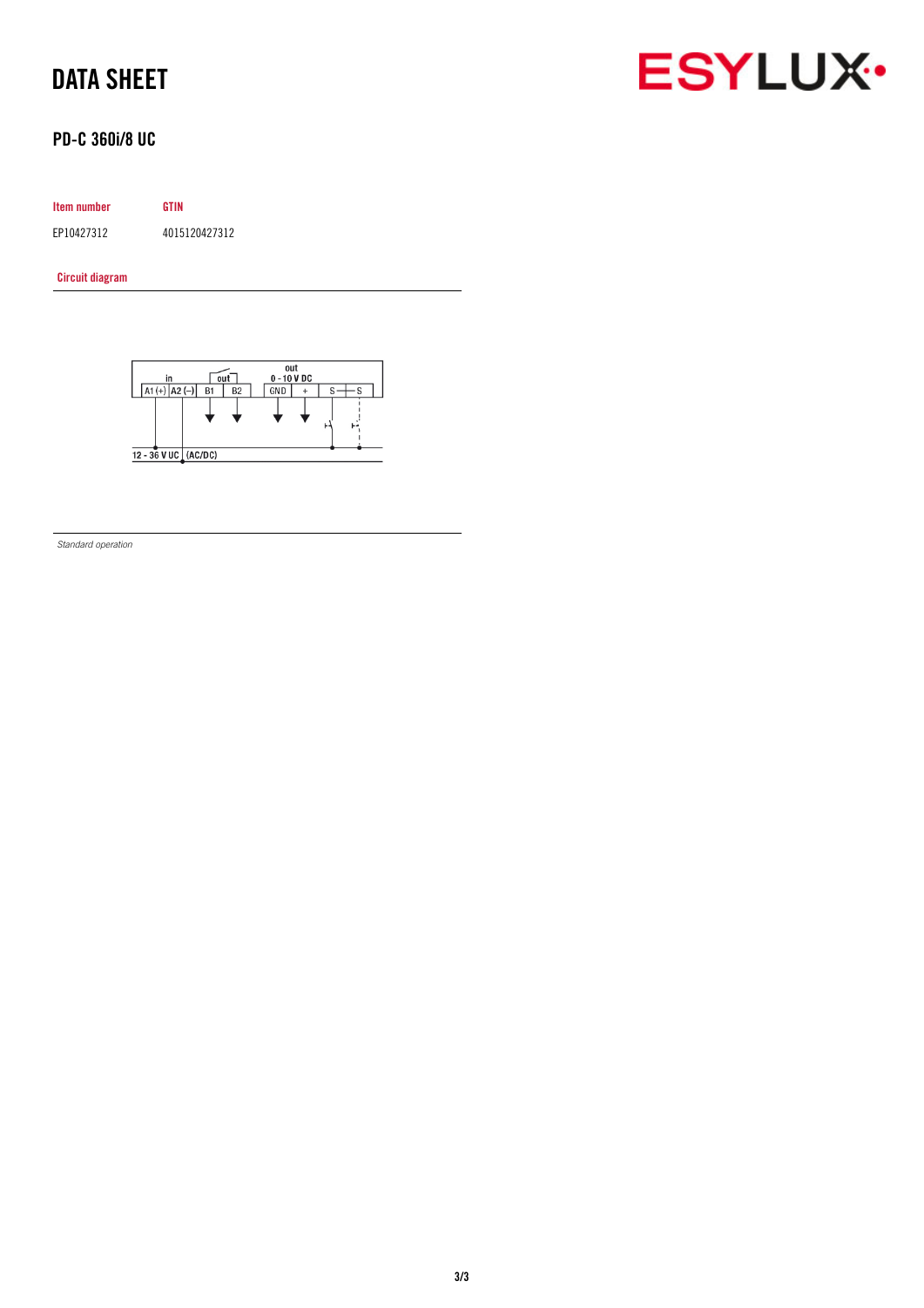# DATA SHEET

## PD-C 360i/8 UC

| Item number | GTIN |
| --- | --- |
| EP10427312 | 4015120427312 |

### Circuit diagram

in
out
out
0 - 10 V DC
A1 (+)
A2 (–)
B1
B2
GND
+
S
S
12 - 36 V UC
(AC/DC)

*Standard operation*